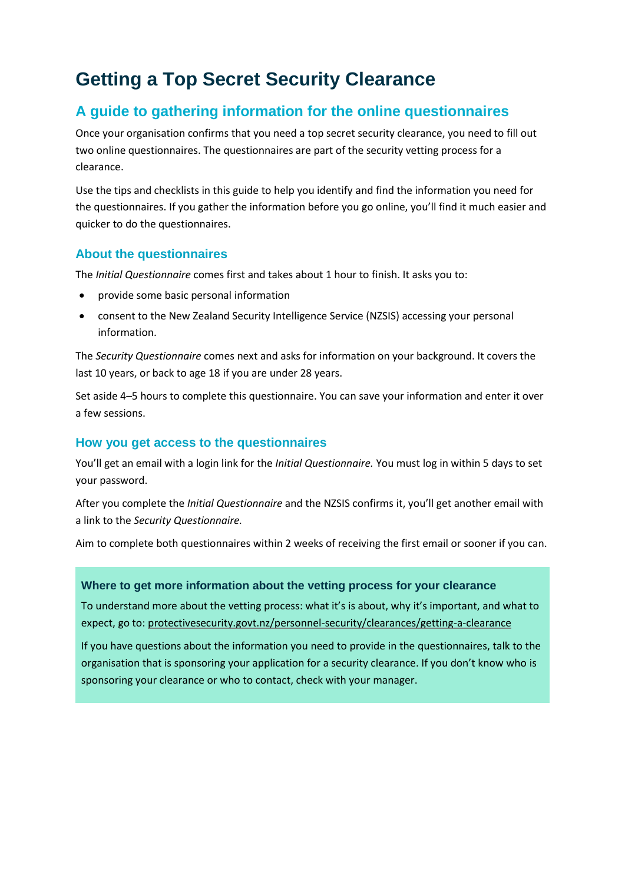# Getting a Top Secret Security Clearance

## A guide to gathering information for the online questionnaires

Once your organisation confirms that you need a top secret security clearance, you need to fill out two online questionnaires. The questionnaires are part of the security vetting process for a clearance.

Use the tips and checklists in this guide to help you identify and find the information you need for the questionnaires. If you gather the information before you go online, you'll find it much easier and quicker to do the questionnaires.

### About the questionnaires

The *Initial Questionnaire* comes first and takes about 1 hour to finish. It asks you to:

- provide some basic personal information
- consent to the New Zealand Security Intelligence Service (NZSIS) accessing your personal information.

The *Security Questionnaire* comes next and asks for information on your background. It covers the last 10 years, or back to age 18 if you are under 28 years.

Set aside 4–5 hours to complete this questionnaire. You can save your information and enter it over a few sessions.

### How you get access to the questionnaires

You'll get an email with a login link for the *Initial Questionnaire.* You must log in within 5 days to set your password.

After you complete the *Initial Questionnaire* and the NZSIS confirms it, you'll get another email with a link to the *Security Questionnaire.*

Aim to complete both questionnaires within 2 weeks of receiving the first email or sooner if you can.

#### Where to get more information about the vetting process for your clearance

To understand more about the vetting process: what it's is about, why it's important, and what to expect, go to: protectivesecurity.govt.nz/personnel-security/clearances/getting-a-clearance

If you have questions about the information you need to provide in the questionnaires, talk to the organisation that is sponsoring your application for a security clearance. If you don't know who is sponsoring your clearance or who to contact, check with your manager.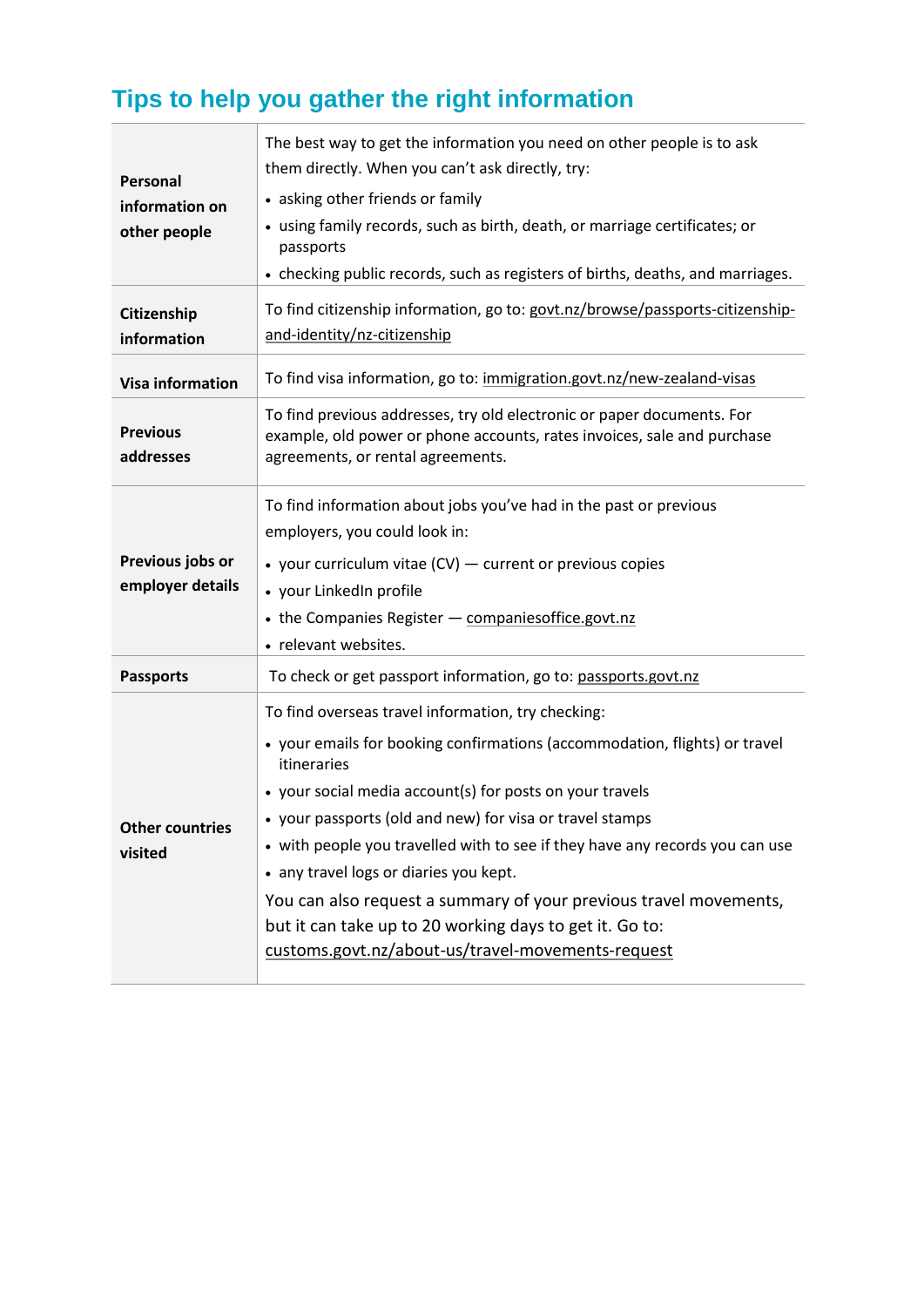## Tips to help you gather the right information

| | |
|---|---|
| **Personal information on other people** | The best way to get the information you need on other people is to ask them directly. When you can't ask directly, try:<br>• asking other friends or family<br>• using family records, such as birth, death, or marriage certificates; or passports<br>• checking public records, such as registers of births, deaths, and marriages. |
| **Citizenship information** | To find citizenship information, go to: govt.nz/browse/passports-citizenship-and-identity/nz-citizenship |
| **Visa information** | To find visa information, go to: immigration.govt.nz/new-zealand-visas |
| **Previous addresses** | To find previous addresses, try old electronic or paper documents. For example, old power or phone accounts, rates invoices, sale and purchase agreements, or rental agreements. |
| **Previous jobs or employer details** | To find information about jobs you've had in the past or previous employers, you could look in:<br>• your curriculum vitae (CV) — current or previous copies<br>• your LinkedIn profile<br>• the Companies Register — companiesoffice.govt.nz<br>• relevant websites. |
| **Passports** | To check or get passport information, go to: passports.govt.nz |
| **Other countries visited** | To find overseas travel information, try checking:<br>• your emails for booking confirmations (accommodation, flights) or travel itineraries<br>• your social media account(s) for posts on your travels<br>• your passports (old and new) for visa or travel stamps<br>• with people you travelled with to see if they have any records you can use<br>• any travel logs or diaries you kept.<br>You can also request a summary of your previous travel movements, but it can take up to 20 working days to get it. Go to: customs.govt.nz/about-us/travel-movements-request |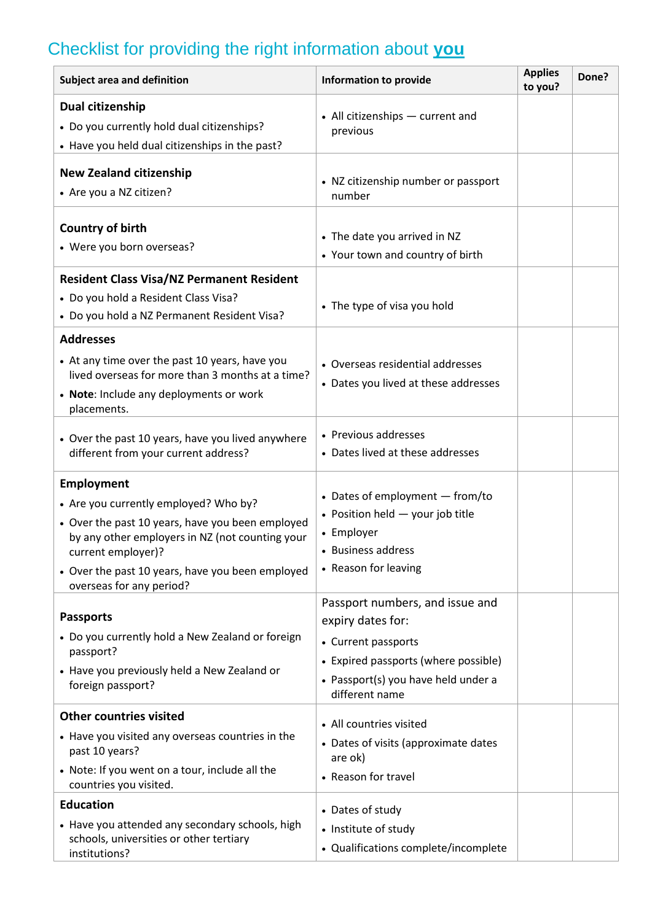## Checklist for providing the right information about **you**

| Subject area and definition | Information to provide | Applies to you? | Done? |
|---|---|---|---|
| **Dual citizenship**<br>• Do you currently hold dual citizenships?<br>• Have you held dual citizenships in the past? | • All citizenships — current and previous | | |
| **New Zealand citizenship**<br>• Are you a NZ citizen? | • NZ citizenship number or passport number | | |
| **Country of birth**<br>• Were you born overseas? | • The date you arrived in NZ<br>• Your town and country of birth | | |
| **Resident Class Visa/NZ Permanent Resident**<br>• Do you hold a Resident Class Visa?<br>• Do you hold a NZ Permanent Resident Visa? | • The type of visa you hold | | |
| **Addresses**<br>• At any time over the past 10 years, have you lived overseas for more than 3 months at a time?<br>• **Note**: Include any deployments or work placements. | • Overseas residential addresses<br>• Dates you lived at these addresses | | |
| • Over the past 10 years, have you lived anywhere different from your current address? | • Previous addresses<br>• Dates lived at these addresses | | |
| **Employment**<br>• Are you currently employed? Who by?<br>• Over the past 10 years, have you been employed by any other employers in NZ (not counting your current employer)?<br>• Over the past 10 years, have you been employed overseas for any period? | • Dates of employment — from/to<br>• Position held — your job title<br>• Employer<br>• Business address<br>• Reason for leaving | | |
| **Passports**<br>• Do you currently hold a New Zealand or foreign passport?<br>• Have you previously held a New Zealand or foreign passport? | Passport numbers, and issue and expiry dates for:<br>• Current passports<br>• Expired passports (where possible)<br>• Passport(s) you have held under a different name | | |
| **Other countries visited**<br>• Have you visited any overseas countries in the past 10 years?<br>• Note: If you went on a tour, include all the countries you visited. | • All countries visited<br>• Dates of visits (approximate dates are ok)<br>• Reason for travel | | |
| **Education**<br>• Have you attended any secondary schools, high schools, universities or other tertiary institutions? | • Dates of study<br>• Institute of study<br>• Qualifications complete/incomplete | | |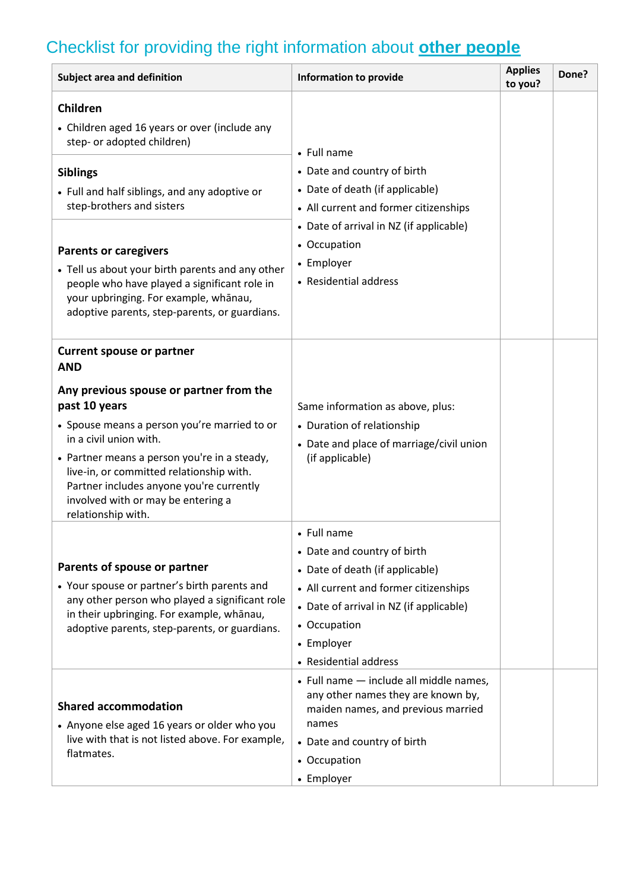## Checklist for providing the right information about **other people**

| Subject area and definition | Information to provide | Applies to you? | Done? |
|---|---|---|---|
| **Children**<br>• Children aged 16 years or over (include any step- or adopted children) | • Full name<br>• Date and country of birth<br>• Date of death (if applicable)<br>• All current and former citizenships<br>• Date of arrival in NZ (if applicable)<br>• Occupation<br>• Employer<br>• Residential address | | |
| **Siblings**<br>• Full and half siblings, and any adoptive or step-brothers and sisters | | | |
| **Parents or caregivers**<br>• Tell us about your birth parents and any other people who have played a significant role in your upbringing. For example, whānau, adoptive parents, step-parents, or guardians. | | | |
| **Current spouse or partner AND**<br>**Any previous spouse or partner from the past 10 years**<br>• Spouse means a person you're married to or in a civil union with.<br>• Partner means a person you're in a steady, live-in, or committed relationship with. Partner includes anyone you're currently involved with or may be entering a relationship with. | Same information as above, plus:<br>• Duration of relationship<br>• Date and place of marriage/civil union (if applicable) | | |
| **Parents of spouse or partner**<br>• Your spouse or partner's birth parents and any other person who played a significant role in their upbringing. For example, whānau, adoptive parents, step-parents, or guardians. | • Full name<br>• Date and country of birth<br>• Date of death (if applicable)<br>• All current and former citizenships<br>• Date of arrival in NZ (if applicable)<br>• Occupation<br>• Employer<br>• Residential address | | |
| **Shared accommodation**<br>• Anyone else aged 16 years or older who you live with that is not listed above. For example, flatmates. | • Full name — include all middle names, any other names they are known by, maiden names, and previous married names<br>• Date and country of birth<br>• Occupation<br>• Employer | | |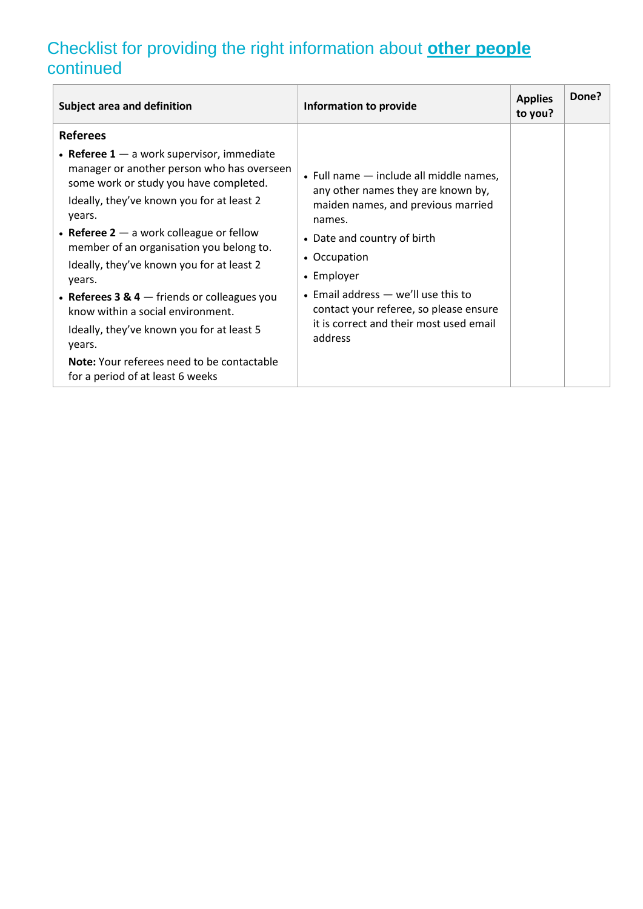## Checklist for providing the right information about **other people** continued

| Subject area and definition | Information to provide | Applies to you? | Done? |
|---|---|---|---|
| **Referees**<br>• **Referee 1** — a work supervisor, immediate manager or another person who has overseen some work or study you have completed.<br>Ideally, they've known you for at least 2 years.<br>• **Referee 2** — a work colleague or fellow member of an organisation you belong to.<br>Ideally, they've known you for at least 2 years.<br>• **Referees 3 & 4** — friends or colleagues you know within a social environment.<br>Ideally, they've known you for at least 5 years.<br>**Note:** Your referees need to be contactable for a period of at least 6 weeks | • Full name — include all middle names, any other names they are known by, maiden names, and previous married names.<br>• Date and country of birth<br>• Occupation<br>• Employer<br>• Email address — we'll use this to contact your referee, so please ensure it is correct and their most used email address | | |